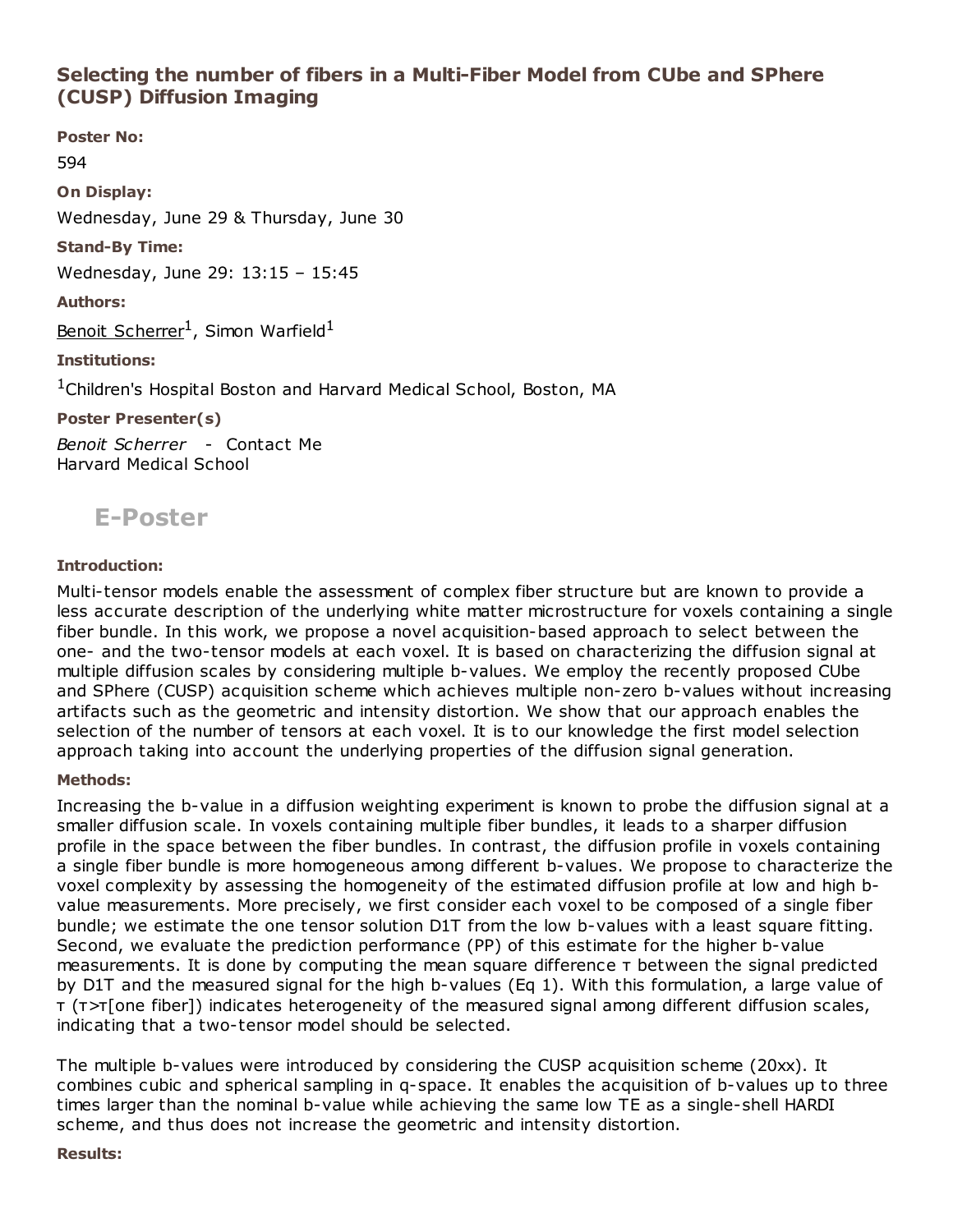# Selecting the number of fibers in a Multi-Fiber Model from CUbe and SPhere (CUSP) Diffusion Imaging

**Poster No:**

594

**On Display:**

Wednesday, June 29 & Thursday, June 30

**Stand-By Time:**

Wednesday, June 29: 13:15 – 15:45

**Authors:**

Benoit Scherrer[1], Simon Warfield[1]

**Institutions:**

[1]Children's Hospital Boston and Harvard Medical School, Boston, MA

**Poster Presenter(s)**

*Benoit Scherrer* - Contact Me
Harvard Medical School

## E-Poster

**Introduction:**

Multi-tensor models enable the assessment of complex fiber structure but are known to provide a less accurate description of the underlying white matter microstructure for voxels containing a single fiber bundle. In this work, we propose a novel acquisition-based approach to select between the one- and the two-tensor models at each voxel. It is based on characterizing the diffusion signal at multiple diffusion scales by considering multiple b-values. We employ the recently proposed CUbe and SPhere (CUSP) acquisition scheme which achieves multiple non-zero b-values without increasing artifacts such as the geometric and intensity distortion. We show that our approach enables the selection of the number of tensors at each voxel. It is to our knowledge the first model selection approach taking into account the underlying properties of the diffusion signal generation.

**Methods:**

Increasing the b-value in a diffusion weighting experiment is known to probe the diffusion signal at a smaller diffusion scale. In voxels containing multiple fiber bundles, it leads to a sharper diffusion profile in the space between the fiber bundles. In contrast, the diffusion profile in voxels containing a single fiber bundle is more homogeneous among different b-values. We propose to characterize the voxel complexity by assessing the homogeneity of the estimated diffusion profile at low and high b-value measurements. More precisely, we first consider each voxel to be composed of a single fiber bundle; we estimate the one tensor solution D1T from the low b-values with a least square fitting. Second, we evaluate the prediction performance (PP) of this estimate for the higher b-value measurements. It is done by computing the mean square difference $\tau$ between the signal predicted by D1T and the measured signal for the high b-values (Eq 1). With this formulation, a large value of $\tau$ ($\tau>\tau$[one fiber]) indicates heterogeneity of the measured signal among different diffusion scales, indicating that a two-tensor model should be selected.

The multiple b-values were introduced by considering the CUSP acquisition scheme (20xx). It combines cubic and spherical sampling in q-space. It enables the acquisition of b-values up to three times larger than the nominal b-value while achieving the same low TE as a single-shell HARDI scheme, and thus does not increase the geometric and intensity distortion.

**Results:**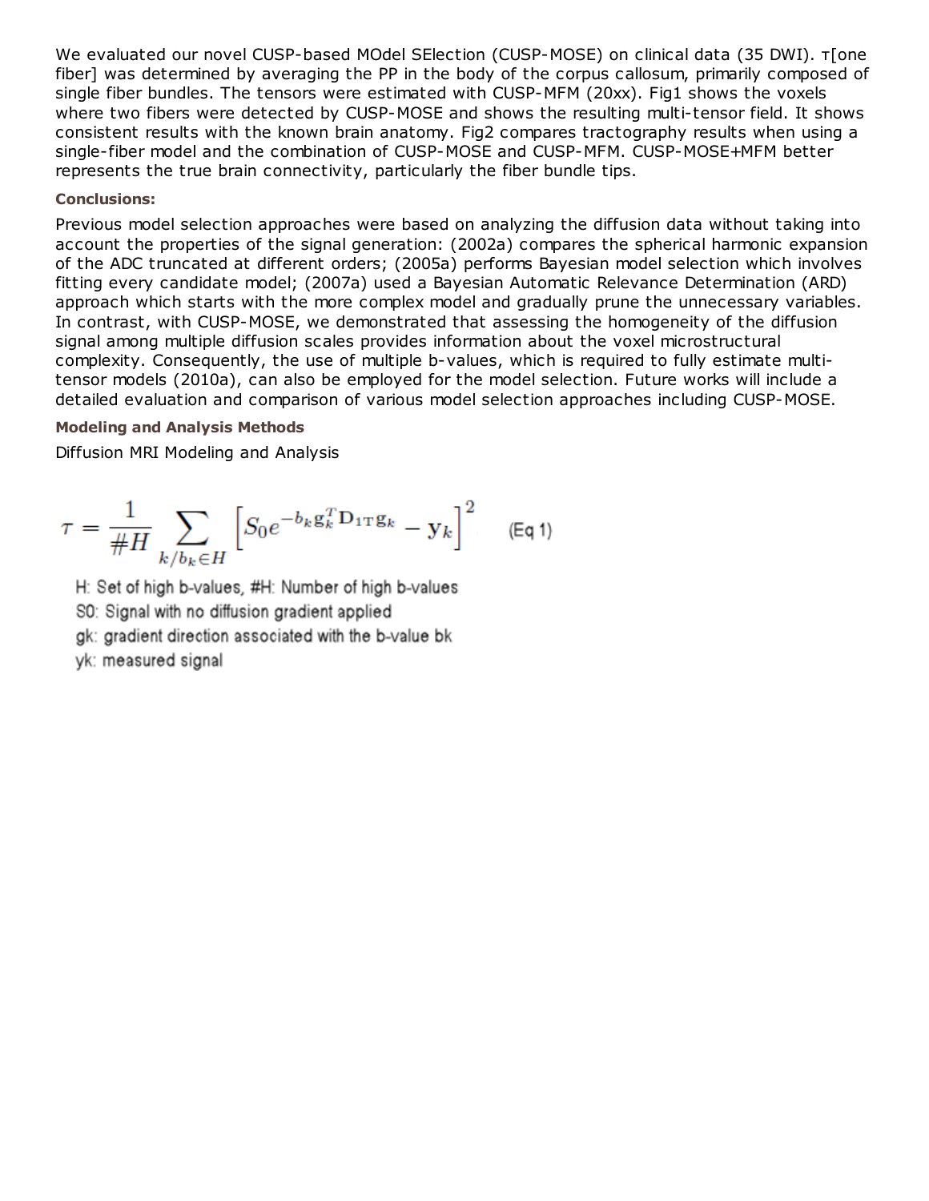We evaluated our novel CUSP-based MOdel SElection (CUSP-MOSE) on clinical data (35 DWI). $\tau$[one fiber] was determined by averaging the PP in the body of the corpus callosum, primarily composed of single fiber bundles. The tensors were estimated with CUSP-MFM (20xx). Fig1 shows the voxels where two fibers were detected by CUSP-MOSE and shows the resulting multi-tensor field. It shows consistent results with the known brain anatomy. Fig2 compares tractography results when using a single-fiber model and the combination of CUSP-MOSE and CUSP-MFM. CUSP-MOSE+MFM better represents the true brain connectivity, particularly the fiber bundle tips.

**Conclusions:**

Previous model selection approaches were based on analyzing the diffusion data without taking into account the properties of the signal generation: (2002a) compares the spherical harmonic expansion of the ADC truncated at different orders; (2005a) performs Bayesian model selection which involves fitting every candidate model; (2007a) used a Bayesian Automatic Relevance Determination (ARD) approach which starts with the more complex model and gradually prune the unnecessary variables. In contrast, with CUSP-MOSE, we demonstrated that assessing the homogeneity of the diffusion signal among multiple diffusion scales provides information about the voxel microstructural complexity. Consequently, the use of multiple b-values, which is required to fully estimate multi-tensor models (2010a), can also be employed for the model selection. Future works will include a detailed evaluation and comparison of various model selection approaches including CUSP-MOSE.

**Modeling and Analysis Methods**

Diffusion MRI Modeling and Analysis

$$\tau = \frac{1}{\#H} \sum_{k/b_k \in H} \left[ S_0 e^{-b_k \mathbf{g}_k^T \mathbf{D}_{1T} \mathbf{g}_k} - \mathbf{y}_k \right]^2 \qquad \text{(Eq 1)}$$

H: Set of high b-values, #H: Number of high b-values

S0: Signal with no diffusion gradient applied

gk: gradient direction associated with the b-value bk

yk: measured signal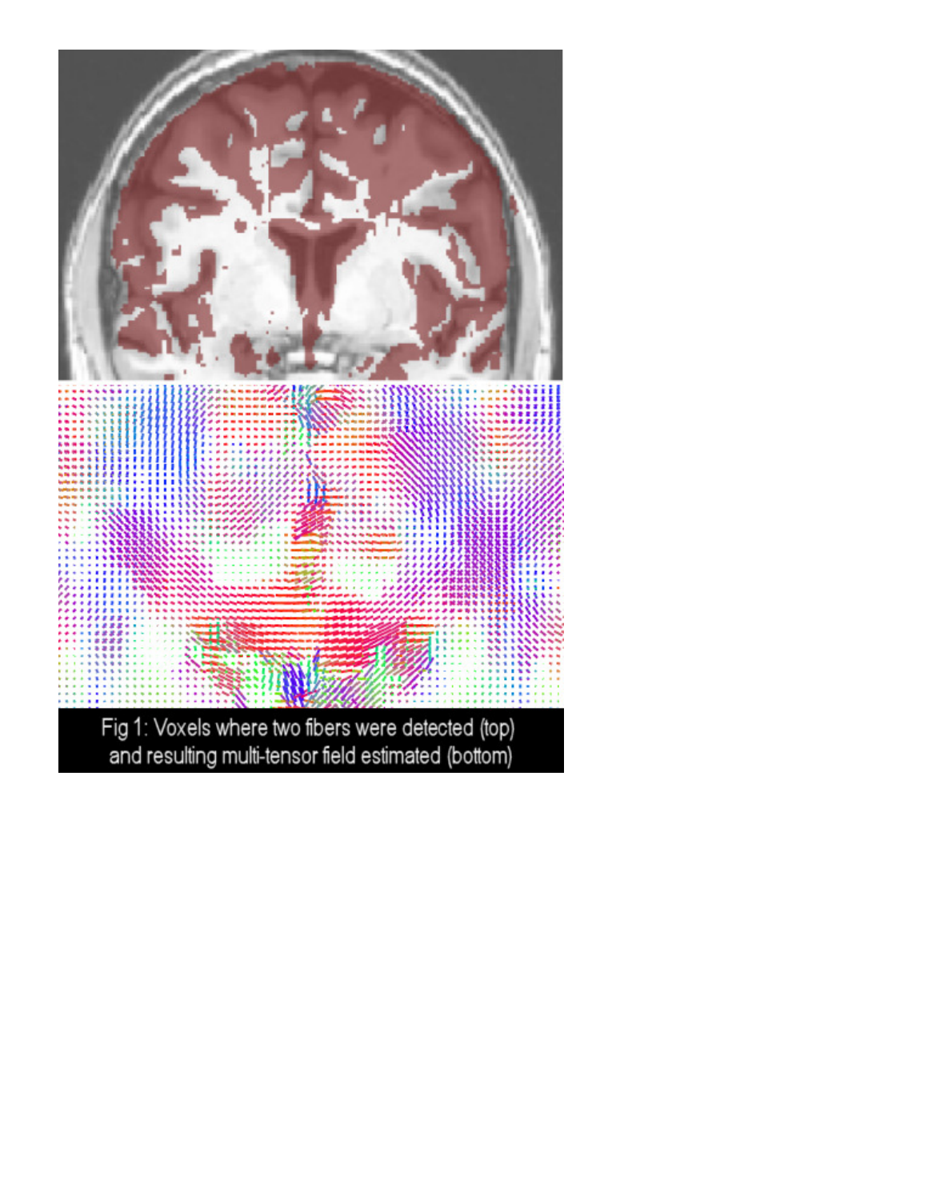Fig 1: Voxels where two fibers were detected (top) and resulting multi-tensor field estimated (bottom)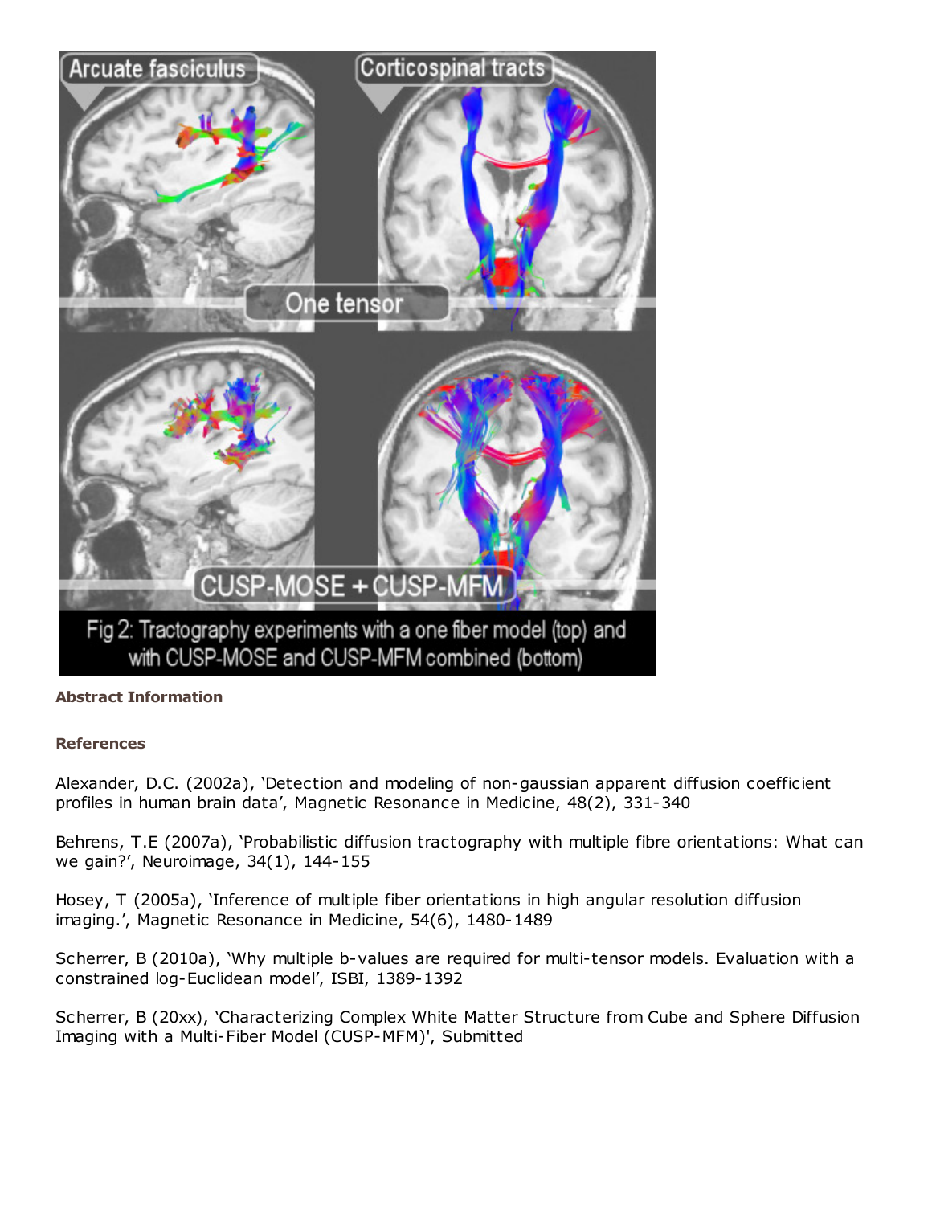Arcuate fasciculus

Corticospinal tracts

One tensor

CUSP-MOSE + CUSP-MFM

Fig 2: Tractography experiments with a one fiber model (top) and with CUSP-MOSE and CUSP-MFM combined (bottom)

**Abstract Information**

**References**

Alexander, D.C. (2002a), 'Detection and modeling of non-gaussian apparent diffusion coefficient profiles in human brain data', Magnetic Resonance in Medicine, 48(2), 331-340

Behrens, T.E (2007a), 'Probabilistic diffusion tractography with multiple fibre orientations: What can we gain?', Neuroimage, 34(1), 144-155

Hosey, T (2005a), 'Inference of multiple fiber orientations in high angular resolution diffusion imaging.', Magnetic Resonance in Medicine, 54(6), 1480-1489

Scherrer, B (2010a), 'Why multiple b-values are required for multi-tensor models. Evaluation with a constrained log-Euclidean model', ISBI, 1389-1392

Scherrer, B (20xx), 'Characterizing Complex White Matter Structure from Cube and Sphere Diffusion Imaging with a Multi-Fiber Model (CUSP-MFM)', Submitted